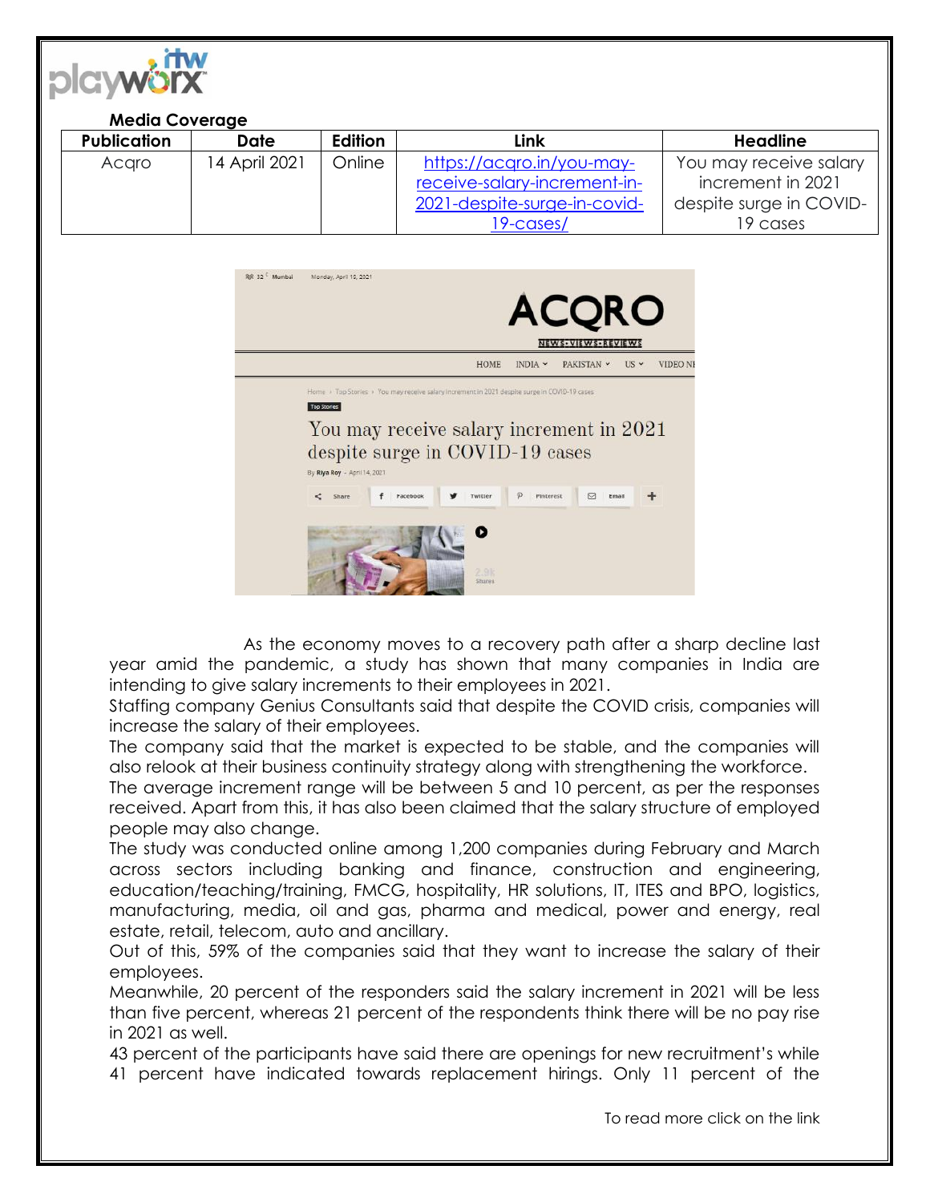**Media Coverage**

| Publication | Date | Edition | Link | Headline |
|---|---|---|---|---|
| Acqro | 14 April 2021 | Online | https://acqro.in/you-may-receive-salary-increment-in-2021-despite-surge-in-covid-19-cases/ | You may receive salary increment in 2021 despite surge in COVID-19 cases |

As the economy moves to a recovery path after a sharp decline last year amid the pandemic, a study has shown that many companies in India are intending to give salary increments to their employees in 2021.

Staffing company Genius Consultants said that despite the COVID crisis, companies will increase the salary of their employees.

The company said that the market is expected to be stable, and the companies will also relook at their business continuity strategy along with strengthening the workforce.

The average increment range will be between 5 and 10 percent, as per the responses received. Apart from this, it has also been claimed that the salary structure of employed people may also change.

The study was conducted online among 1,200 companies during February and March across sectors including banking and finance, construction and engineering, education/teaching/training, FMCG, hospitality, HR solutions, IT, ITES and BPO, logistics, manufacturing, media, oil and gas, pharma and medical, power and energy, real estate, retail, telecom, auto and ancillary.

Out of this, 59% of the companies said that they want to increase the salary of their employees.

Meanwhile, 20 percent of the responders said the salary increment in 2021 will be less than five percent, whereas 21 percent of the respondents think there will be no pay rise in 2021 as well.

43 percent of the participants have said there are openings for new recruitment's while 41 percent have indicated towards replacement hirings. Only 11 percent of the

To read more click on the link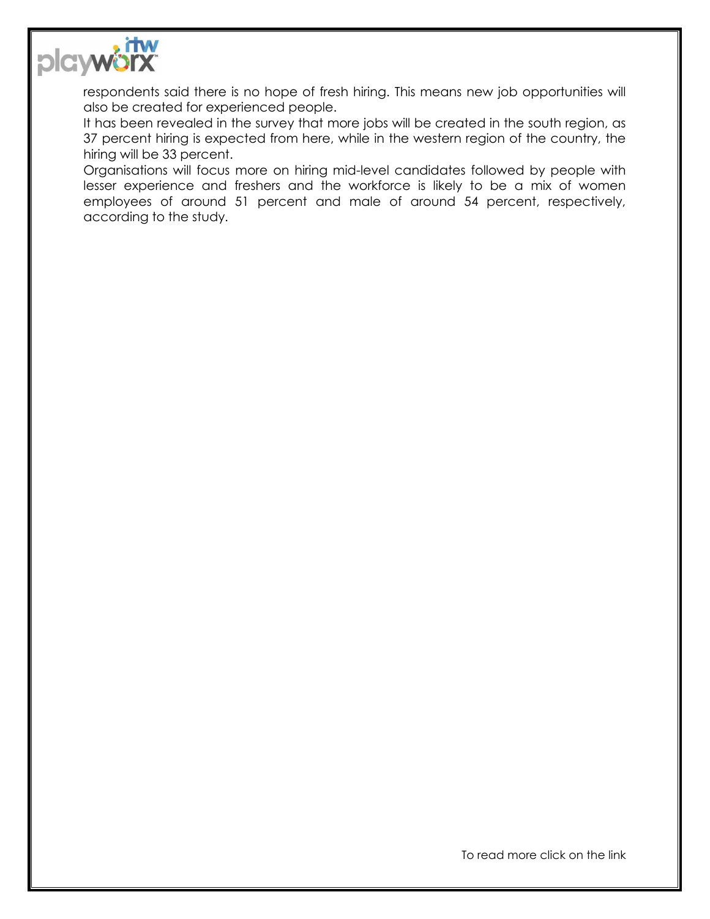respondents said there is no hope of fresh hiring. This means new job opportunities will also be created for experienced people.

It has been revealed in the survey that more jobs will be created in the south region, as 37 percent hiring is expected from here, while in the western region of the country, the hiring will be 33 percent.

Organisations will focus more on hiring mid-level candidates followed by people with lesser experience and freshers and the workforce is likely to be a mix of women employees of around 51 percent and male of around 54 percent, respectively, according to the study.

To read more click on the link